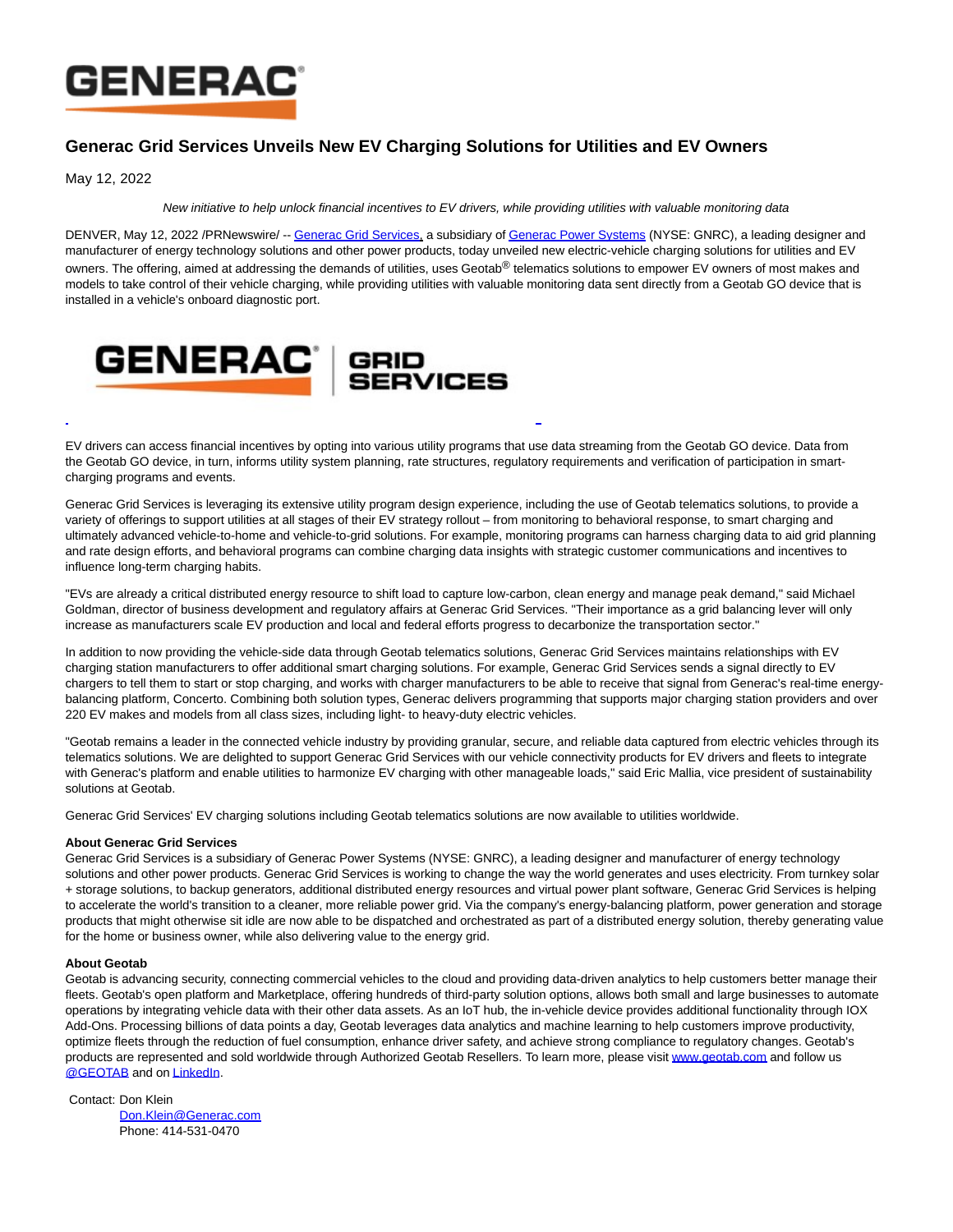# Generac Grid Services Unveils New EV Charging Solutions for Utilities and EV Owners

May 12, 2022

*New initiative to help unlock financial incentives to EV drivers, while providing utilities with valuable monitoring data*

DENVER, May 12, 2022 /PRNewswire/ -- Generac Grid Services, a subsidiary of Generac Power Systems (NYSE: GNRC), a leading designer and manufacturer of energy technology solutions and other power products, today unveiled new electric-vehicle charging solutions for utilities and EV owners. The offering, aimed at addressing the demands of utilities, uses Geotab® telematics solutions to empower EV owners of most makes and models to take control of their vehicle charging, while providing utilities with valuable monitoring data sent directly from a Geotab GO device that is installed in a vehicle's onboard diagnostic port.

EV drivers can access financial incentives by opting into various utility programs that use data streaming from the Geotab GO device. Data from the Geotab GO device, in turn, informs utility system planning, rate structures, regulatory requirements and verification of participation in smart-charging programs and events.

Generac Grid Services is leveraging its extensive utility program design experience, including the use of Geotab telematics solutions, to provide a variety of offerings to support utilities at all stages of their EV strategy rollout – from monitoring to behavioral response, to smart charging and ultimately advanced vehicle-to-home and vehicle-to-grid solutions. For example, monitoring programs can harness charging data to aid grid planning and rate design efforts, and behavioral programs can combine charging data insights with strategic customer communications and incentives to influence long-term charging habits.

"EVs are already a critical distributed energy resource to shift load to capture low-carbon, clean energy and manage peak demand," said Michael Goldman, director of business development and regulatory affairs at Generac Grid Services. "Their importance as a grid balancing lever will only increase as manufacturers scale EV production and local and federal efforts progress to decarbonize the transportation sector."

In addition to now providing the vehicle-side data through Geotab telematics solutions, Generac Grid Services maintains relationships with EV charging station manufacturers to offer additional smart charging solutions. For example, Generac Grid Services sends a signal directly to EV chargers to tell them to start or stop charging, and works with charger manufacturers to be able to receive that signal from Generac's real-time energy-balancing platform, Concerto. Combining both solution types, Generac delivers programming that supports major charging station providers and over 220 EV makes and models from all class sizes, including light- to heavy-duty electric vehicles.

"Geotab remains a leader in the connected vehicle industry by providing granular, secure, and reliable data captured from electric vehicles through its telematics solutions. We are delighted to support Generac Grid Services with our vehicle connectivity products for EV drivers and fleets to integrate with Generac's platform and enable utilities to harmonize EV charging with other manageable loads," said Eric Mallia, vice president of sustainability solutions at Geotab.

Generac Grid Services' EV charging solutions including Geotab telematics solutions are now available to utilities worldwide.

**About Generac Grid Services**
Generac Grid Services is a subsidiary of Generac Power Systems (NYSE: GNRC), a leading designer and manufacturer of energy technology solutions and other power products. Generac Grid Services is working to change the way the world generates and uses electricity. From turnkey solar + storage solutions, to backup generators, additional distributed energy resources and virtual power plant software, Generac Grid Services is helping to accelerate the world's transition to a cleaner, more reliable power grid. Via the company's energy-balancing platform, power generation and storage products that might otherwise sit idle are now able to be dispatched and orchestrated as part of a distributed energy solution, thereby generating value for the home or business owner, while also delivering value to the energy grid.

**About Geotab**
Geotab is advancing security, connecting commercial vehicles to the cloud and providing data-driven analytics to help customers better manage their fleets. Geotab's open platform and Marketplace, offering hundreds of third-party solution options, allows both small and large businesses to automate operations by integrating vehicle data with their other data assets. As an IoT hub, the in-vehicle device provides additional functionality through IOX Add-Ons. Processing billions of data points a day, Geotab leverages data analytics and machine learning to help customers improve productivity, optimize fleets through the reduction of fuel consumption, enhance driver safety, and achieve strong compliance to regulatory changes. Geotab's products are represented and sold worldwide through Authorized Geotab Resellers. To learn more, please visit www.geotab.com and follow us @GEOTAB and on LinkedIn.

Contact: Don Klein
Don.Klein@Generac.com
Phone: 414-531-0470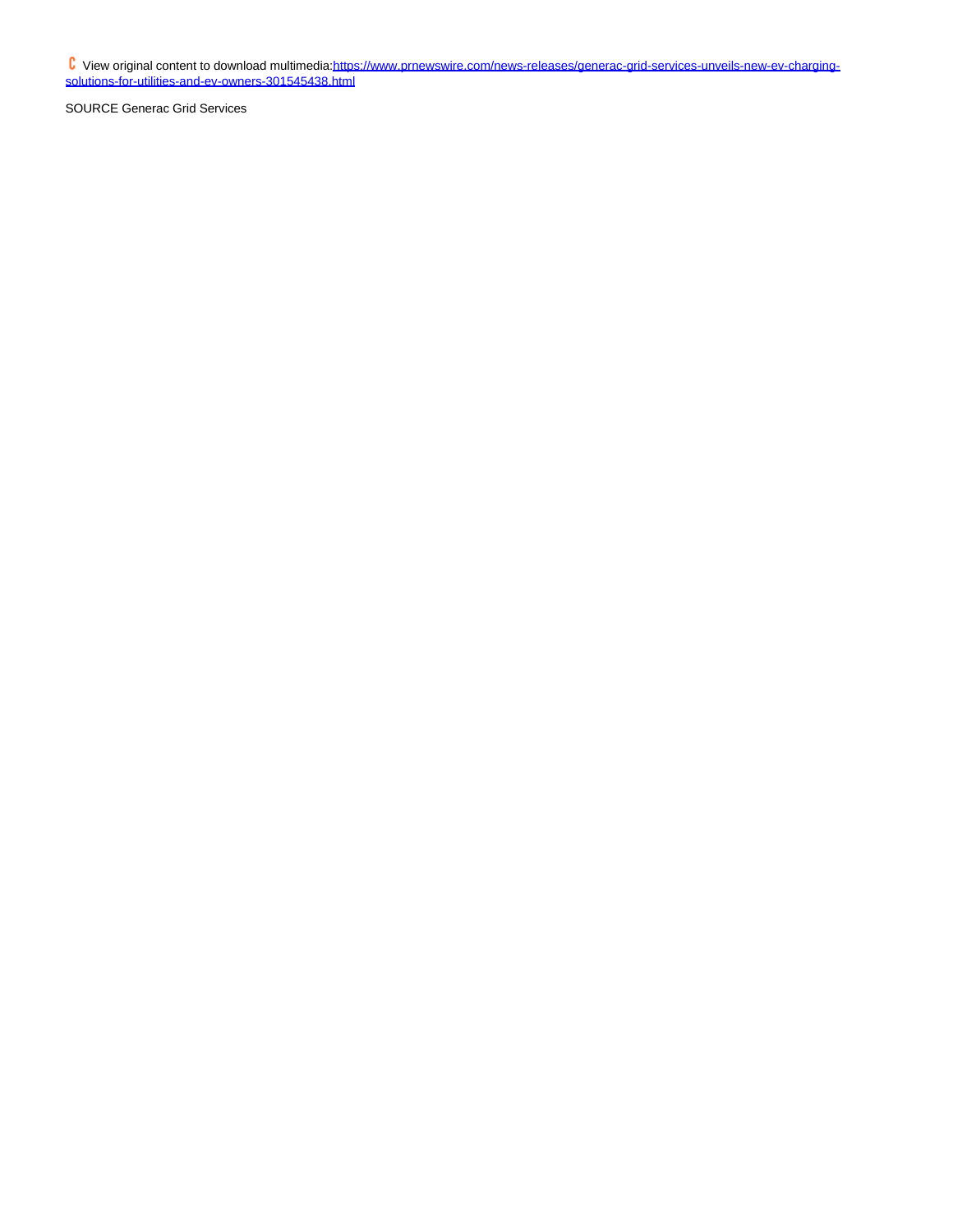C View original content to download multimedia:[https://www.prnewswire.com/news-releases/generac-grid-services-unveils-new-ev-charging-solutions-for-utilities-and-ev-owners-301545438.html](https://www.prnewswire.com/news-releases/generac-grid-services-unveils-new-ev-charging-solutions-for-utilities-and-ev-owners-301545438.html)

SOURCE Generac Grid Services